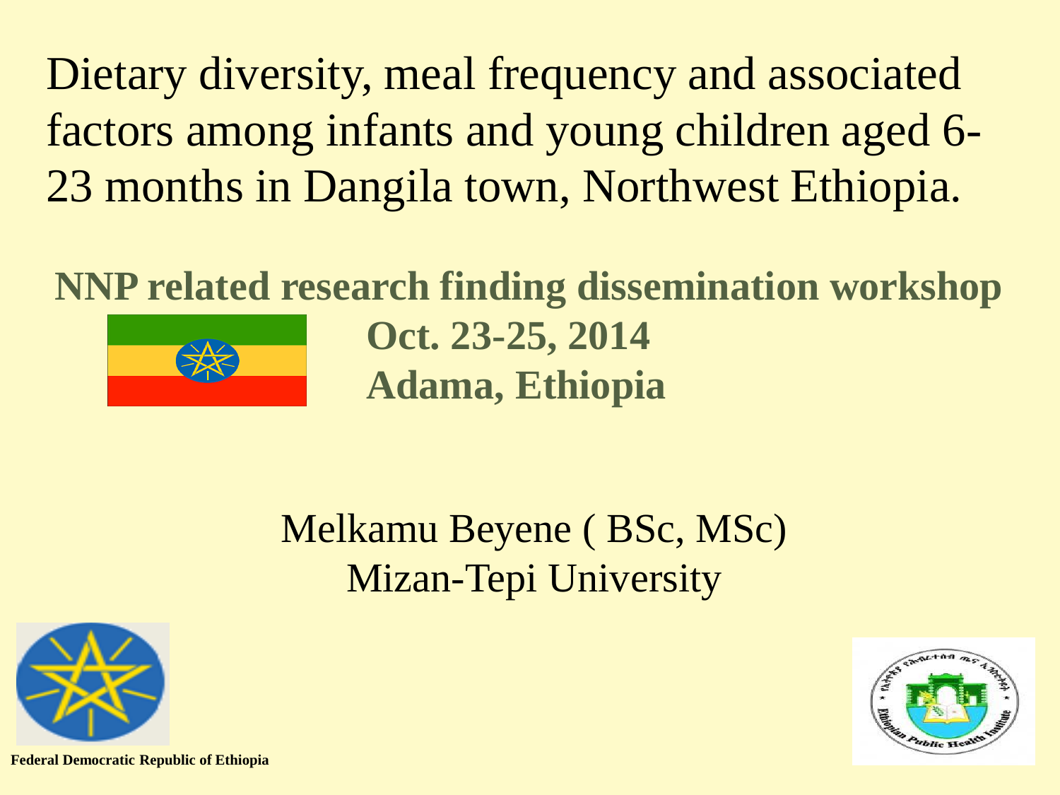# Dietary diversity, meal frequency and associated factors among infants and young children aged 6-23 months in Dangila town, Northwest Ethiopia.

**NNP related research finding dissemination workshop**

**Oct. 23-25, 2014**

**Adama, Ethiopia**

Melkamu Beyene ( BSc, MSc)

Mizan-Tepi University

**Federal Democratic Republic of Ethiopia**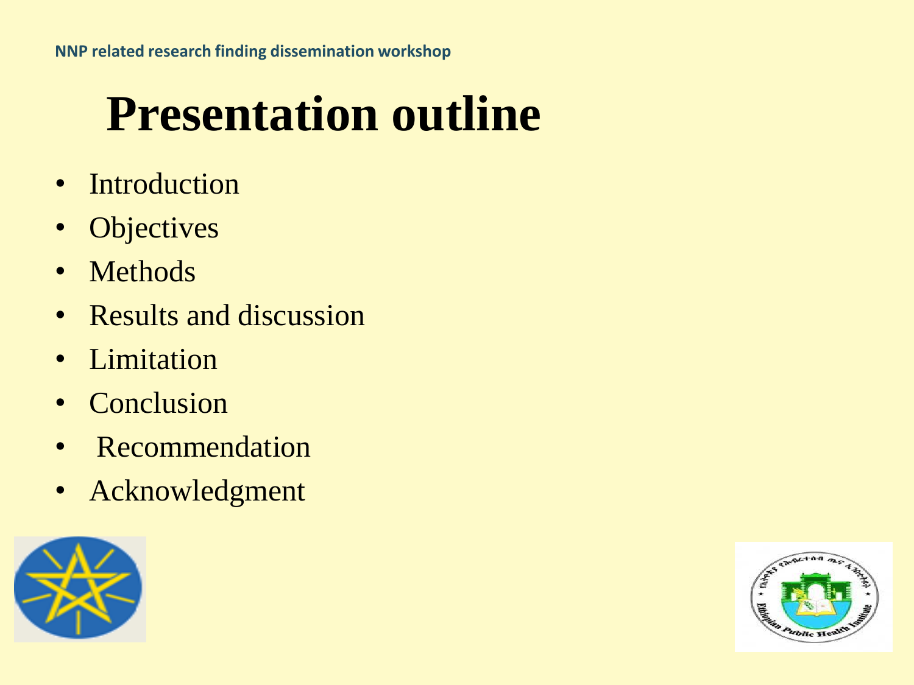# Presentation outline

- Introduction
- Objectives
- Methods
- Results and discussion
- Limitation
- Conclusion
- Recommendation
- Acknowledgment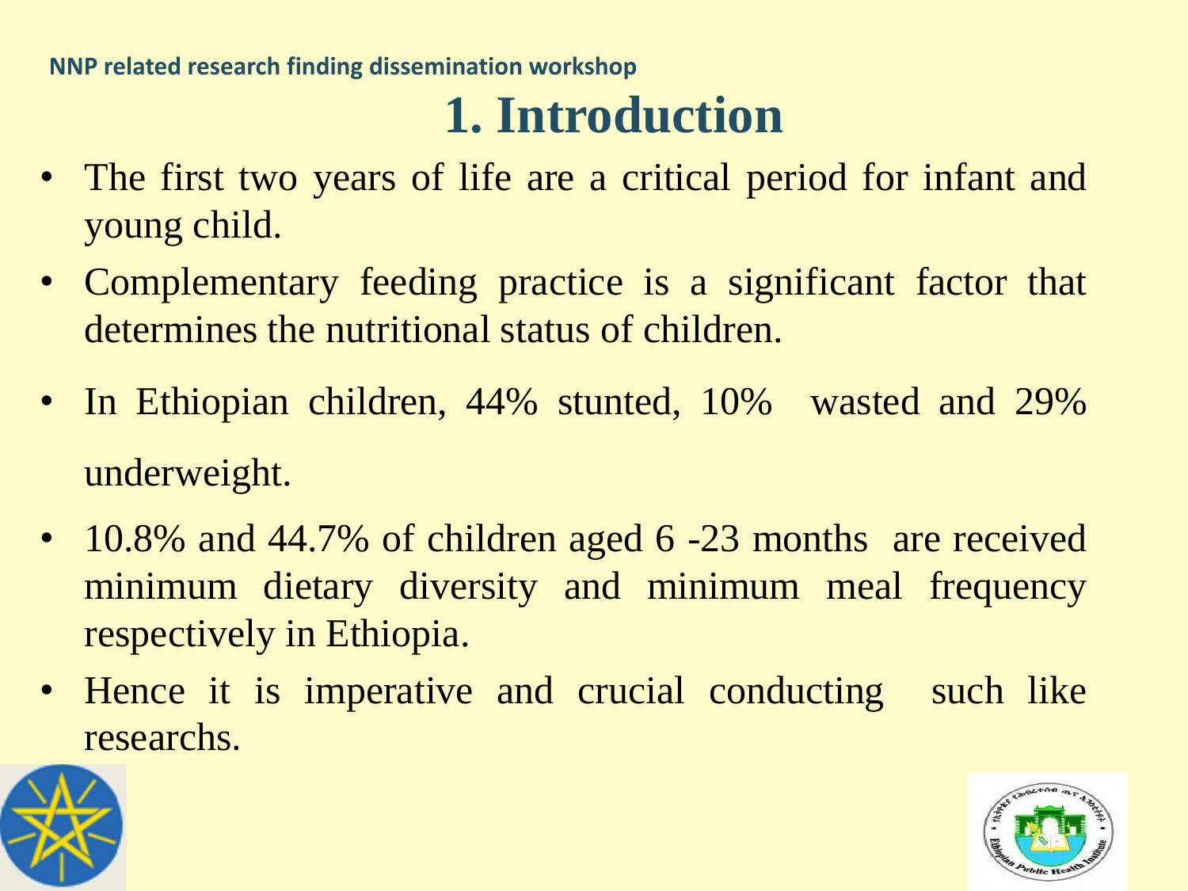# 1. Introduction

- The first two years of life are a critical period for infant and young child.
- Complementary feeding practice is a significant factor that determines the nutritional status of children.
- In Ethiopian children, 44% stunted, 10% wasted and 29% underweight.
- 10.8% and 44.7% of children aged 6 -23 months are received minimum dietary diversity and minimum meal frequency respectively in Ethiopia.
- Hence it is imperative and crucial conducting such like researchs.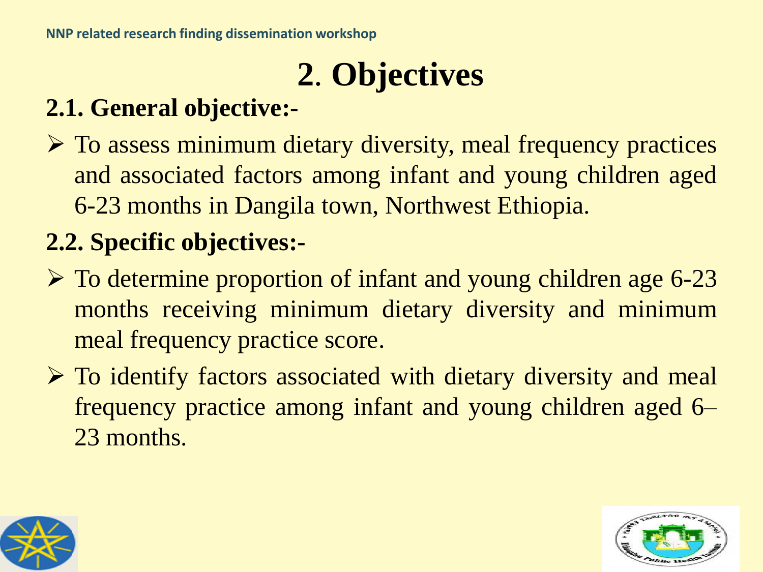# 2. Objectives

## 2.1. General objective:-

- To assess minimum dietary diversity, meal frequency practices and associated factors among infant and young children aged 6-23 months in Dangila town, Northwest Ethiopia.

## 2.2. Specific objectives:-

- To determine proportion of infant and young children age 6-23 months receiving minimum dietary diversity and minimum meal frequency practice score.
- To identify factors associated with dietary diversity and meal frequency practice among infant and young children aged 6–23 months.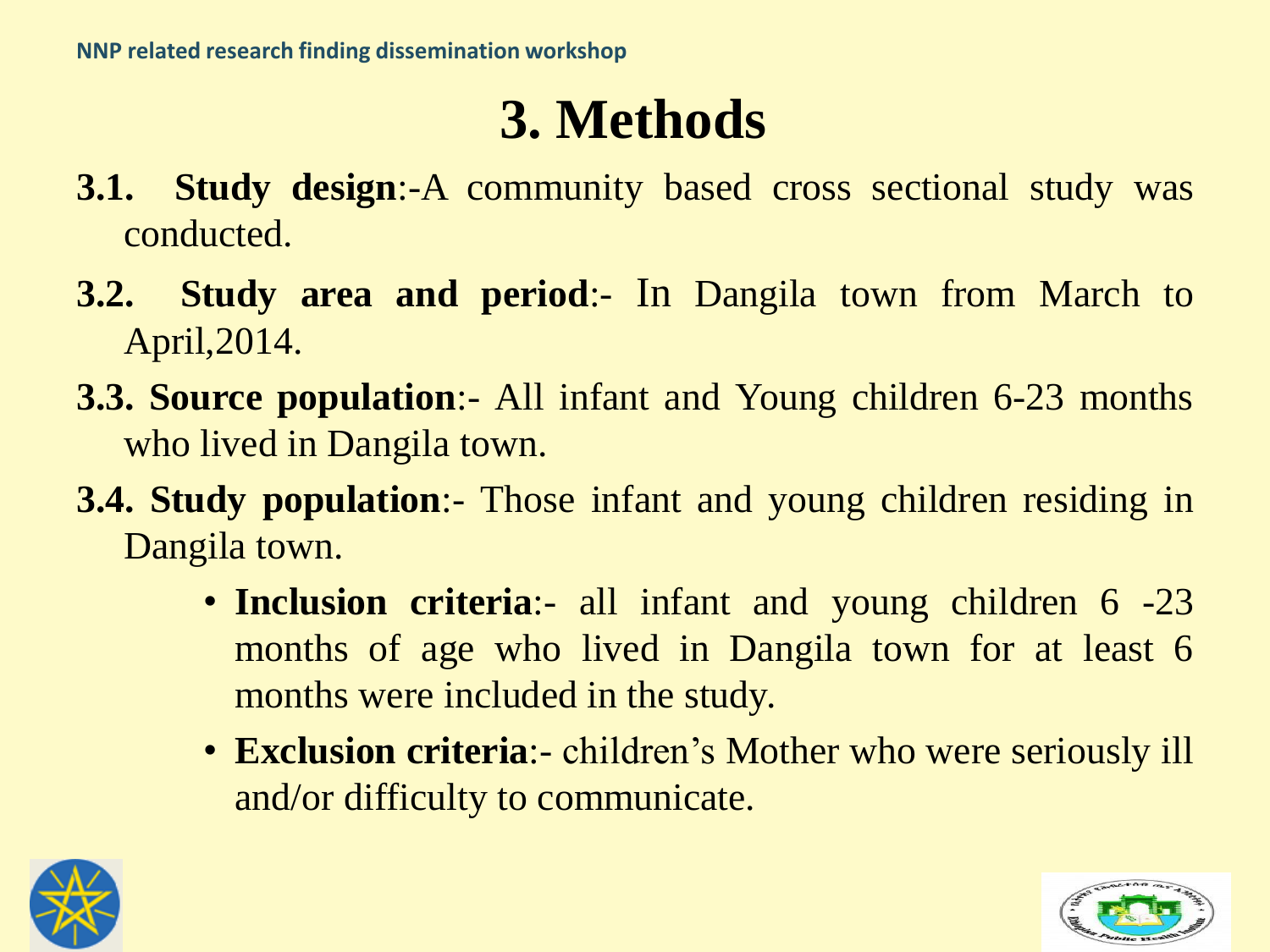# 3. Methods

**3.1. Study design**:-A community based cross sectional study was conducted.

**3.2. Study area and period**:- In Dangila town from March to April,2014.

**3.3. Source population**:- All infant and Young children 6-23 months who lived in Dangila town.

**3.4. Study population**:- Those infant and young children residing in Dangila town.

- **Inclusion criteria**:- all infant and young children 6 -23 months of age who lived in Dangila town for at least 6 months were included in the study.
- **Exclusion criteria**:- children's Mother who were seriously ill and/or difficulty to communicate.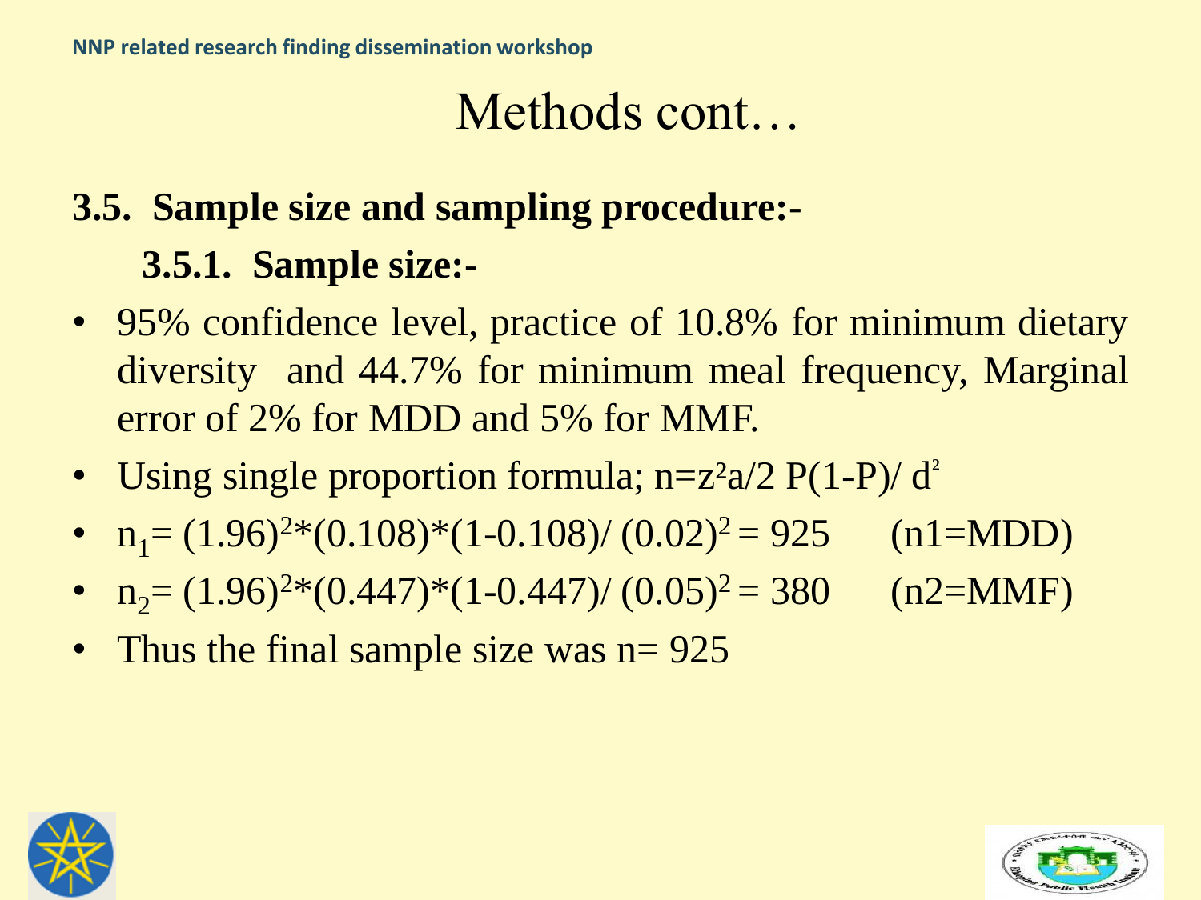# Methods cont…

## 3.5. Sample size and sampling procedure:-

### 3.5.1. Sample size:-

- 95% confidence level, practice of 10.8% for minimum dietary diversity and 44.7% for minimum meal frequency, Marginal error of 2% for MDD and 5% for MMF.
- Using single proportion formula; $n=z^2a/2\ P(1-P)/\ d^2$
- $n_1= (1.96)^2*(0.108)*(1-0.108)/\ (0.02)^2 = 925$ (n1=MDD)
- $n_2= (1.96)^2*(0.447)*(1-0.447)/\ (0.05)^2 = 380$ (n2=MMF)
- Thus the final sample size was n= 925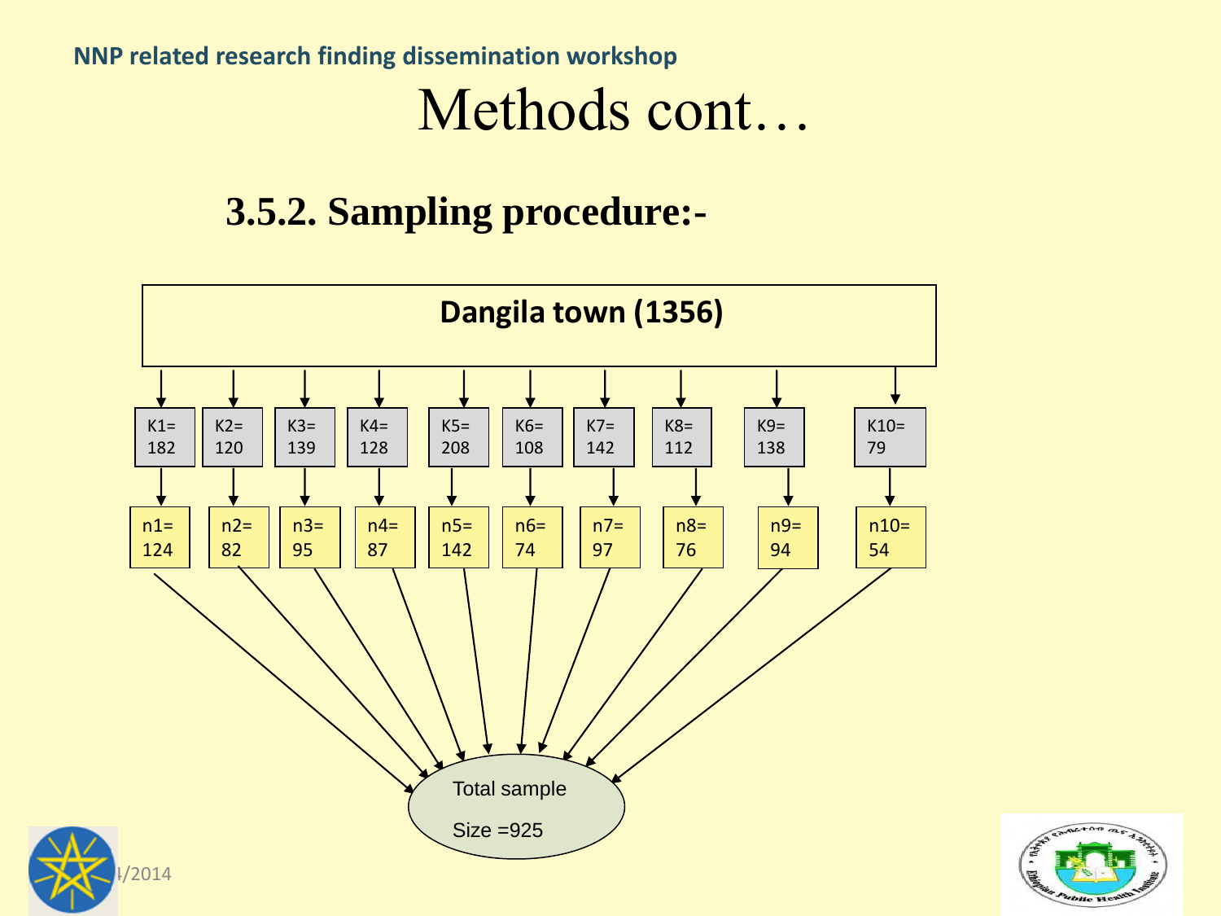# Methods cont…

## 3.5.2. Sampling procedure:-

**Dangila town (1356)**

| K1= 182 | K2= 120 | K3= 139 | K4= 128 | K5= 208 | K6= 108 | K7= 142 | K8= 112 | K9= 138 | K10= 79 |
|---|---|---|---|---|---|---|---|---|---|
| n1= 124 | n2= 82 | n3= 95 | n4= 87 | n5= 142 | n6= 74 | n7= 97 | n8= 76 | n9= 94 | n10= 54 |

Total sample Size =925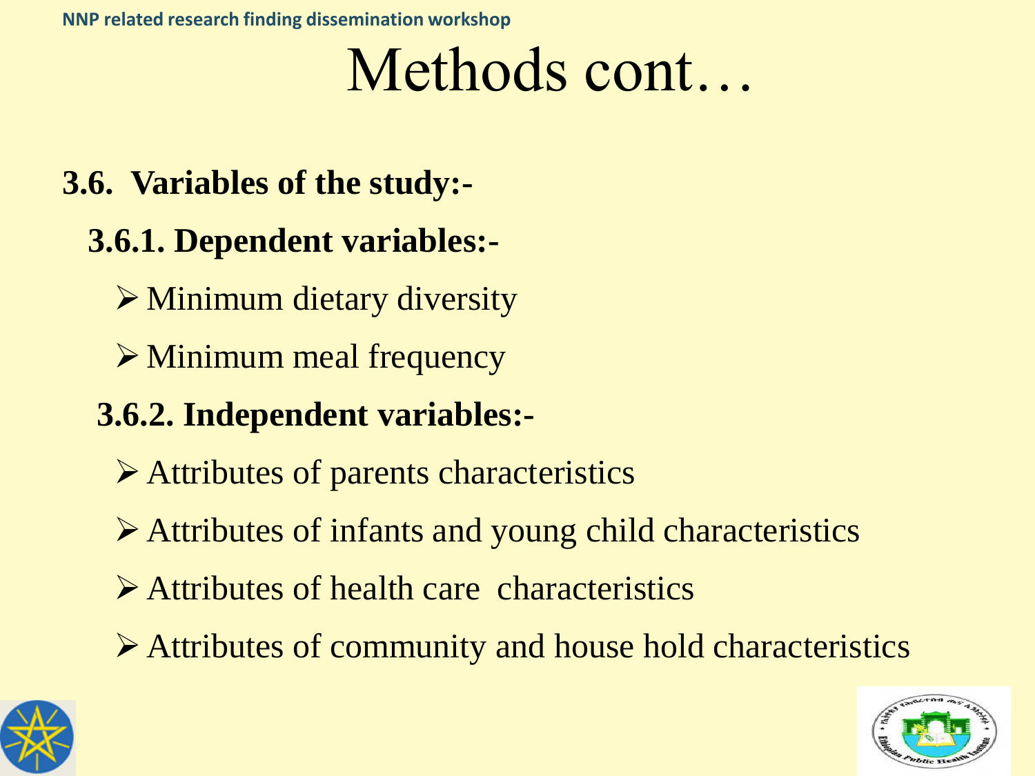# Methods cont…

**3.6. Variables of the study:-**

**3.6.1. Dependent variables:-**

- Minimum dietary diversity
- Minimum meal frequency

**3.6.2. Independent variables:-**

- Attributes of parents characteristics
- Attributes of infants and young child characteristics
- Attributes of health care characteristics
- Attributes of community and house hold characteristics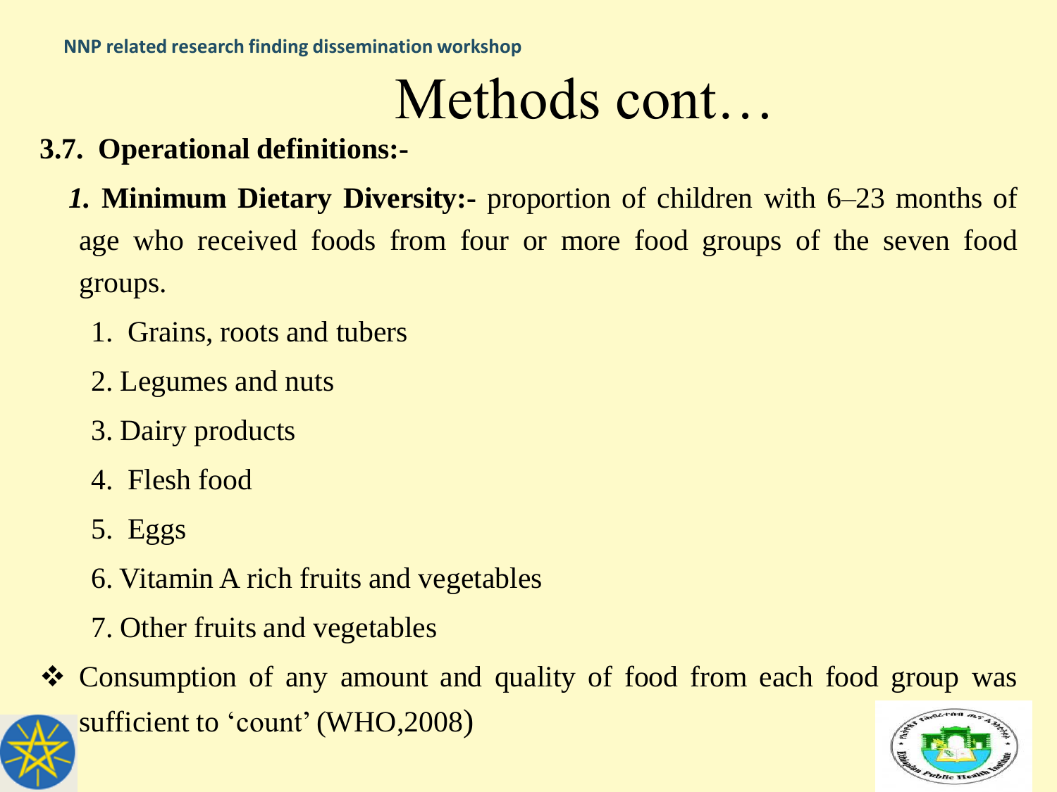# Methods cont…

**3.7. Operational definitions:-**

***1.*** **Minimum Dietary Diversity:-** proportion of children with 6–23 months of age who received foods from four or more food groups of the seven food groups.

1. Grains, roots and tubers
2. Legumes and nuts
3. Dairy products
4. Flesh food
5. Eggs
6. Vitamin A rich fruits and vegetables
7. Other fruits and vegetables

❖ Consumption of any amount and quality of food from each food group was sufficient to 'count' (WHO,2008)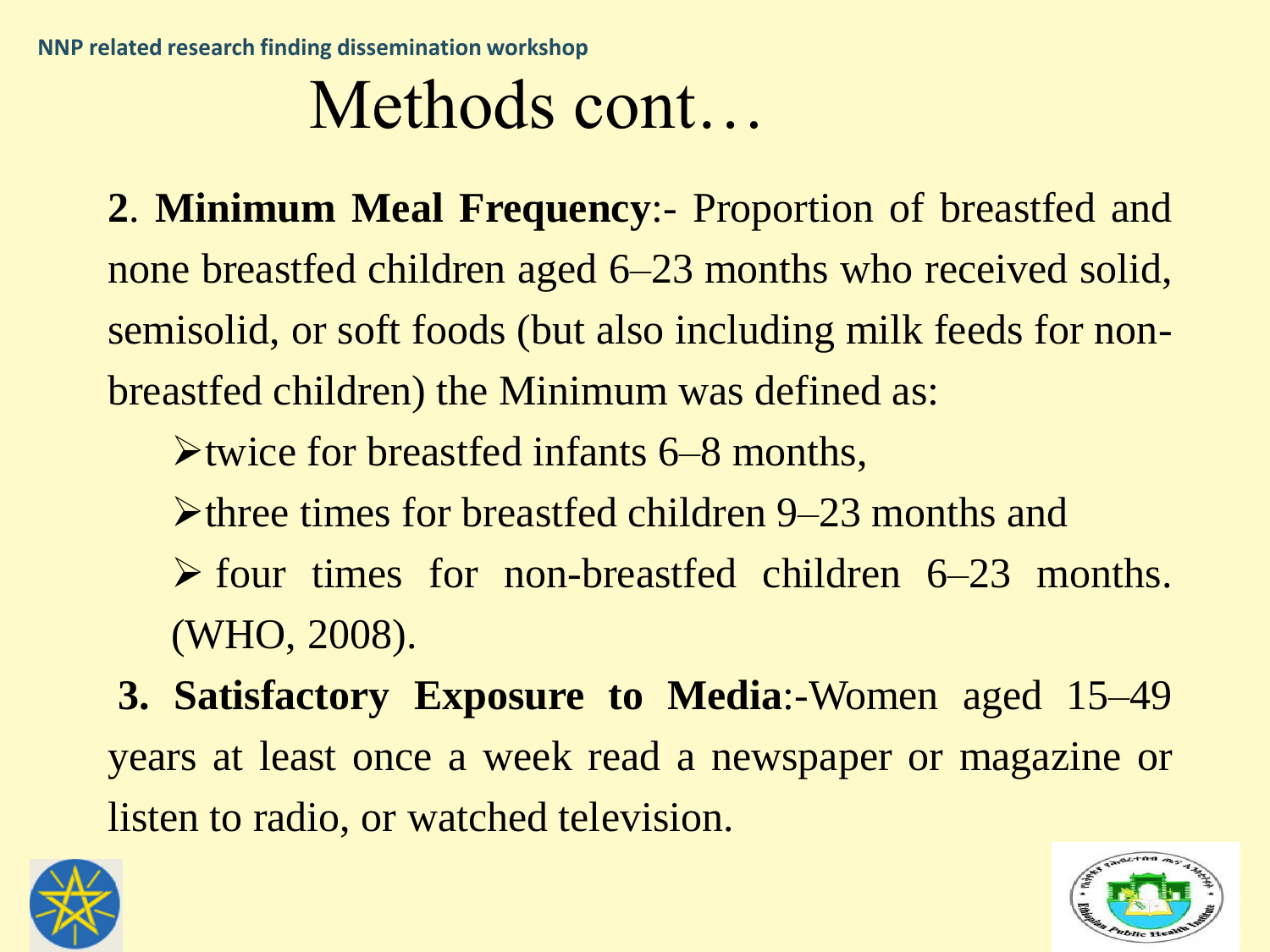# Methods cont…

**2**. **Minimum Meal Frequency**:- Proportion of breastfed and none breastfed children aged 6–23 months who received solid, semisolid, or soft foods (but also including milk feeds for non-breastfed children) the Minimum was defined as:

- twice for breastfed infants 6–8 months,
- three times for breastfed children 9–23 months and
- four times for non-breastfed children 6–23 months. (WHO, 2008).

**3. Satisfactory Exposure to Media**:-Women aged 15–49 years at least once a week read a newspaper or magazine or listen to radio, or watched television.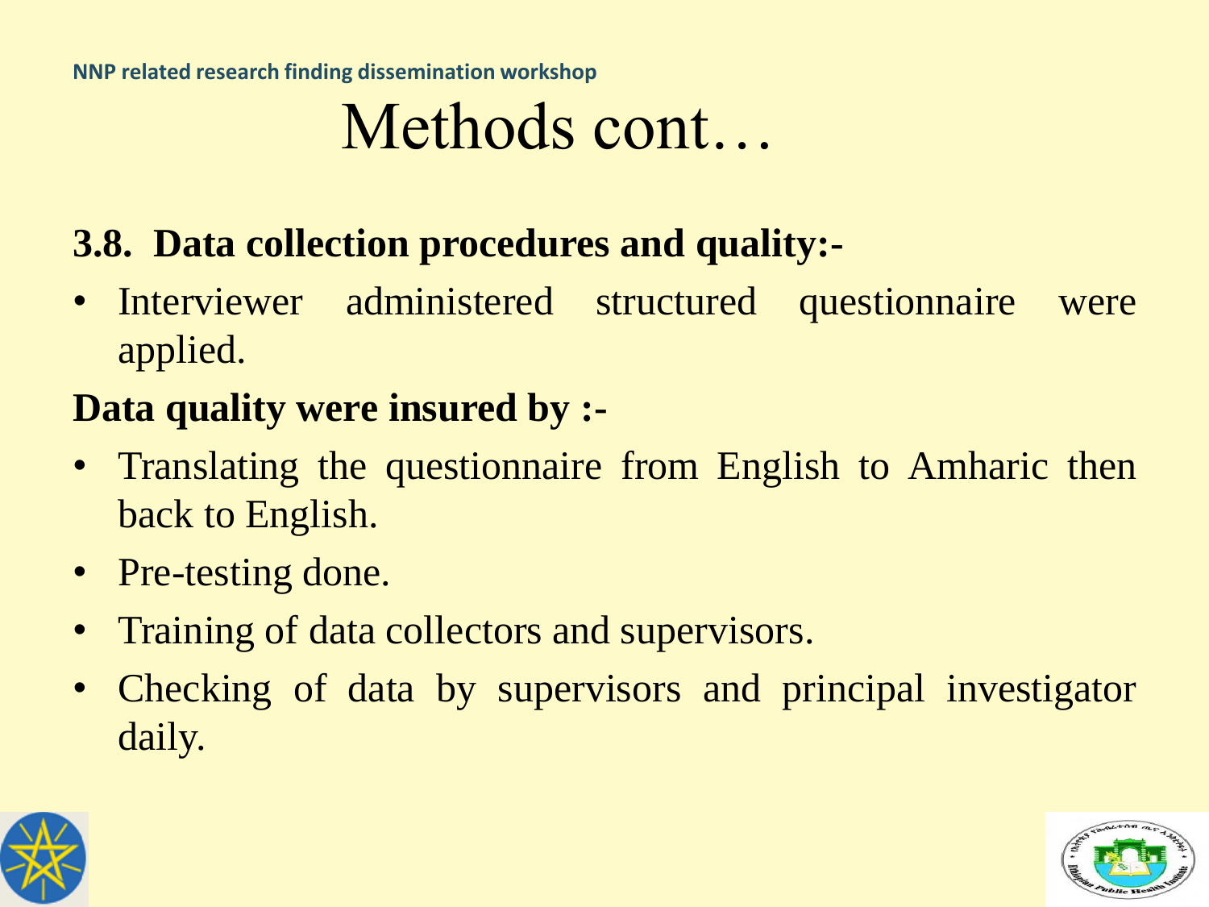# Methods cont…

**3.8. Data collection procedures and quality:-**

- Interviewer administered structured questionnaire were applied.

**Data quality were insured by :-**

- Translating the questionnaire from English to Amharic then back to English.
- Pre-testing done.
- Training of data collectors and supervisors.
- Checking of data by supervisors and principal investigator daily.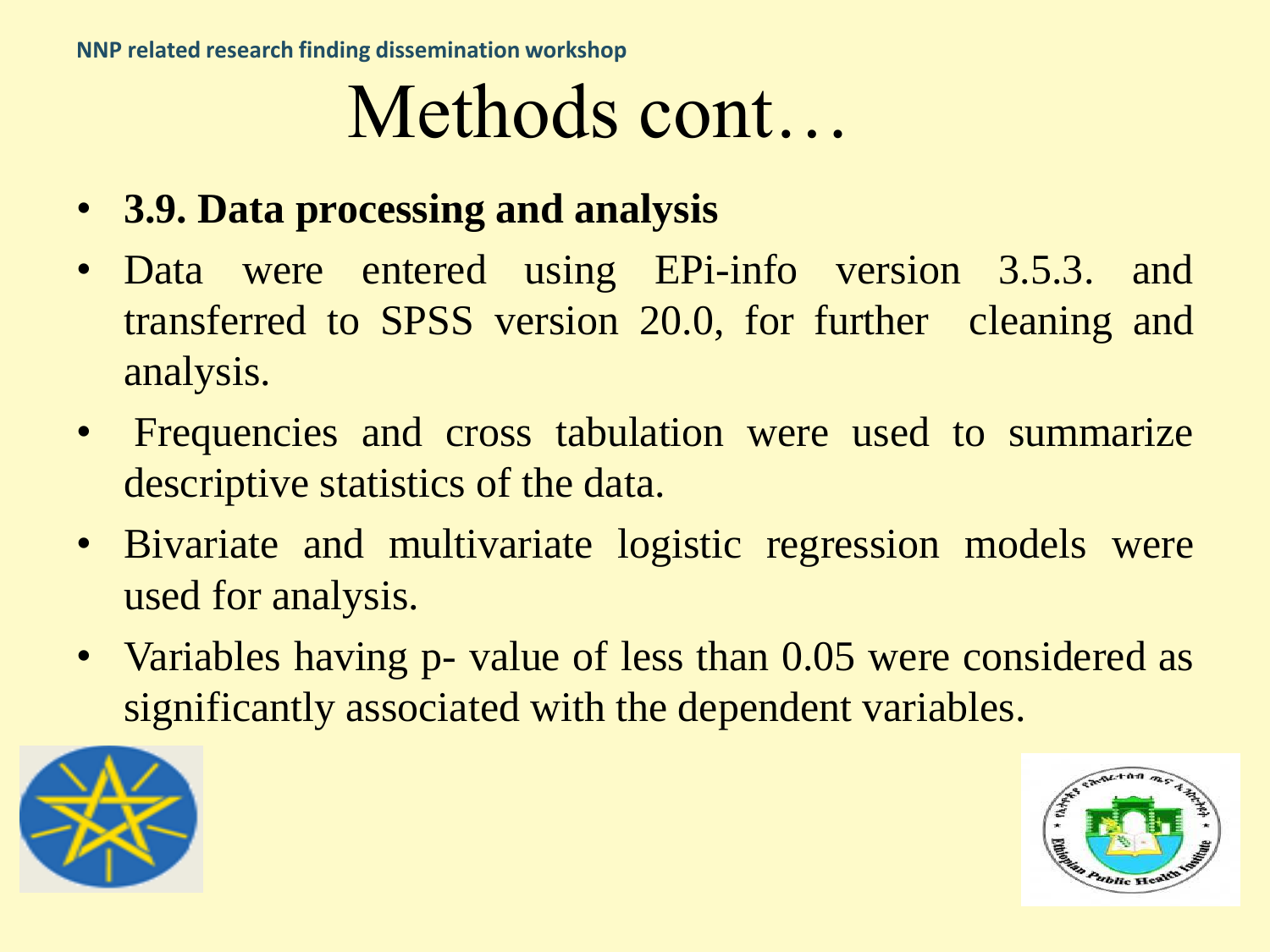# Methods cont…

- **3.9. Data processing and analysis**
- Data were entered using EPi-info version 3.5.3. and transferred to SPSS version 20.0, for further cleaning and analysis.
- Frequencies and cross tabulation were used to summarize descriptive statistics of the data.
- Bivariate and multivariate logistic regression models were used for analysis.
- Variables having p- value of less than 0.05 were considered as significantly associated with the dependent variables.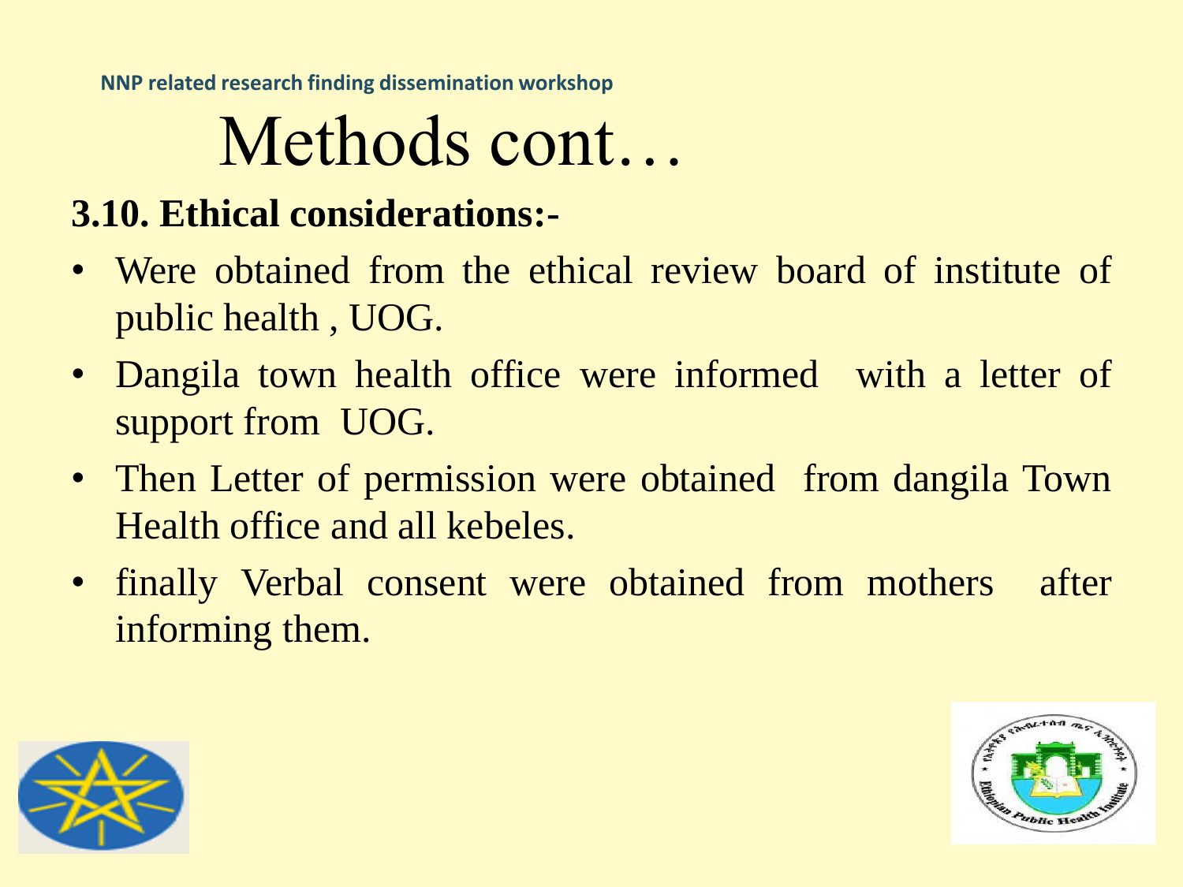# Methods cont…

**3.10. Ethical considerations:-**

- Were obtained from the ethical review board of institute of public health , UOG.
- Dangila town health office were informed with a letter of support from UOG.
- Then Letter of permission were obtained from dangila Town Health office and all kebeles.
- finally Verbal consent were obtained from mothers after informing them.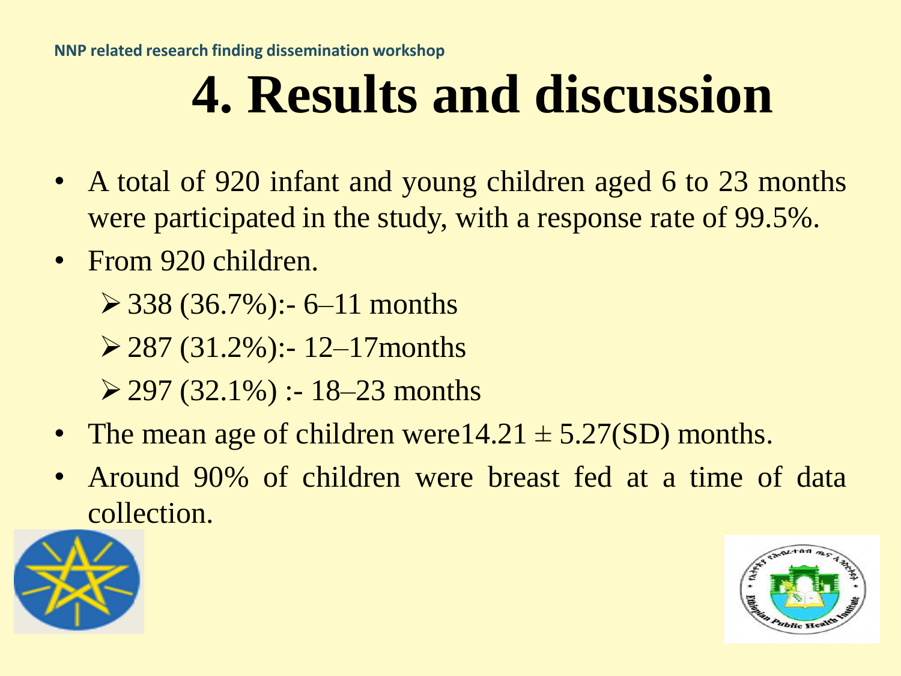# 4. Results and discussion

- A total of 920 infant and young children aged 6 to 23 months were participated in the study, with a response rate of 99.5%.
- From 920 children.
  - 338 (36.7%):- 6–11 months
  - 287 (31.2%):- 12–17months
  - 297 (32.1%) :- 18–23 months
- The mean age of children were14.21 ± 5.27(SD) months.
- Around 90% of children were breast fed at a time of data collection.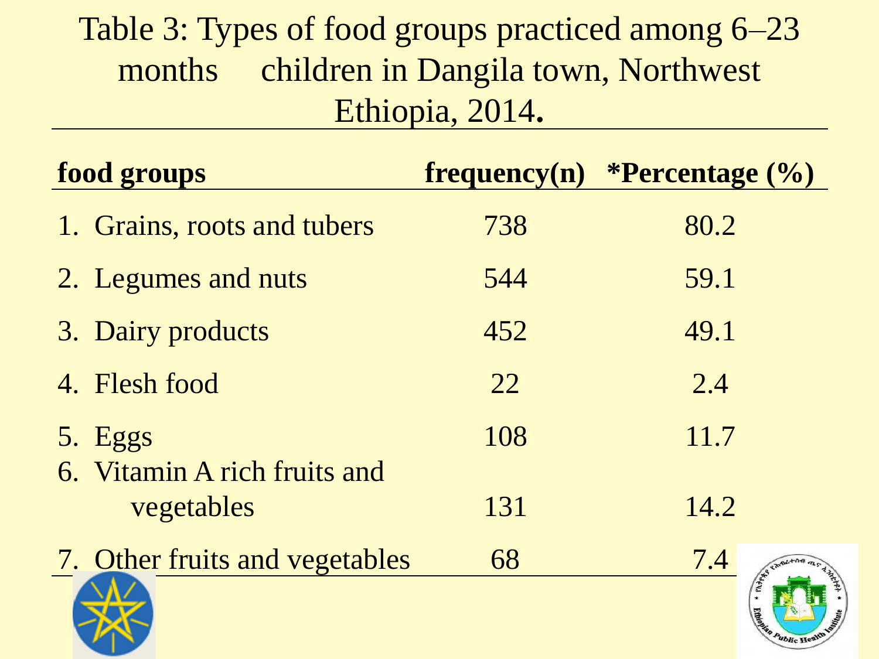Table 3: Types of food groups practiced among 6–23 months children in Dangila town, Northwest Ethiopia, 2014.

| food groups | frequency(n) | *Percentage (%) |
|---|---|---|
| 1. Grains, roots and tubers | 738 | 80.2 |
| 2. Legumes and nuts | 544 | 59.1 |
| 3. Dairy products | 452 | 49.1 |
| 4. Flesh food | 22 | 2.4 |
| 5. Eggs | 108 | 11.7 |
| 6. Vitamin A rich fruits and vegetables | 131 | 14.2 |
| 7. Other fruits and vegetables | 68 | 7.4 |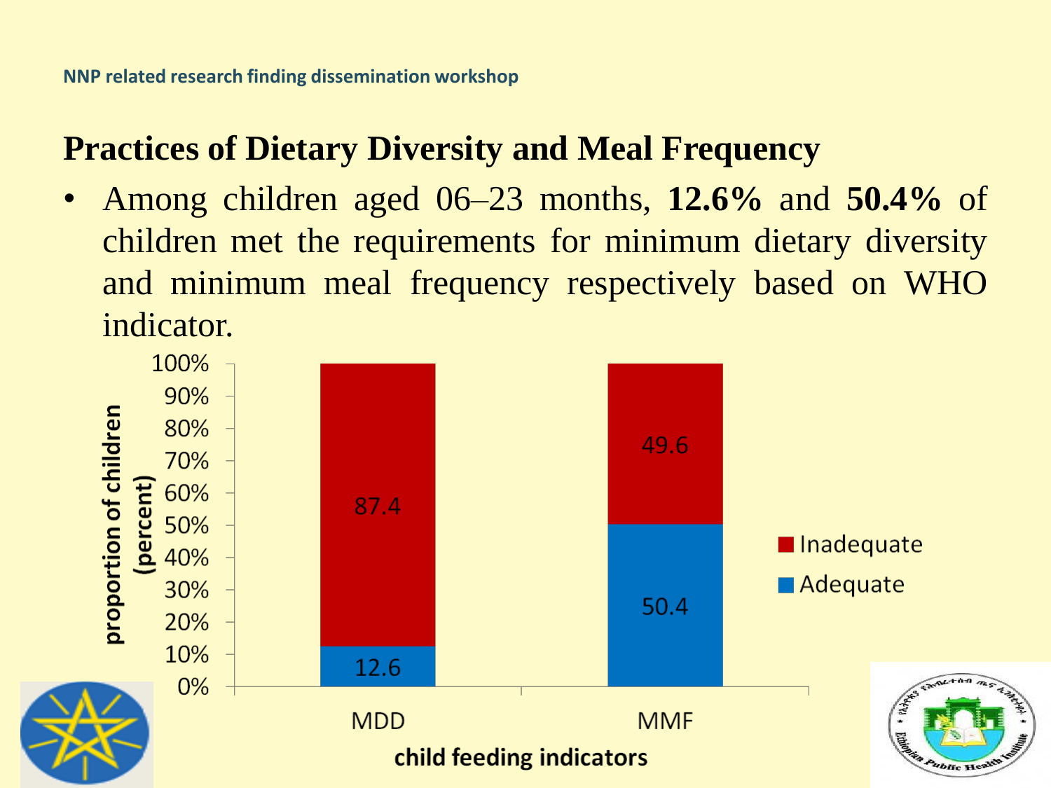## Practices of Dietary Diversity and Meal Frequency

- Among children aged 06–23 months, **12.6%** and **50.4%** of children met the requirements for minimum dietary diversity and minimum meal frequency respectively based on WHO indicator.

| child feeding indicators | Adequate | Inadequate |
|---|---|---|
| MDD | 12.6 | 87.4 |
| MMF | 50.4 | 49.6 |

proportion of children (percent)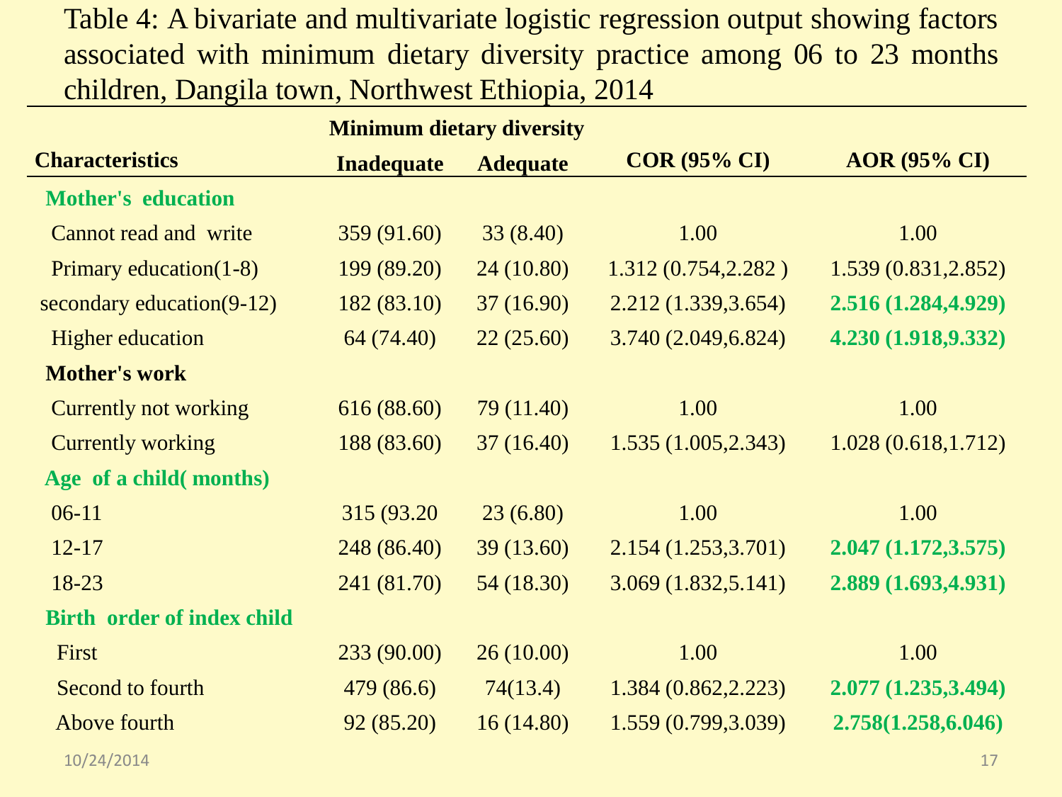Table 4: A bivariate and multivariate logistic regression output showing factors associated with minimum dietary diversity practice among 06 to 23 months children, Dangila town, Northwest Ethiopia, 2014

| Characteristics | Minimum dietary diversity | | COR (95% CI) | AOR (95% CI) |
|---|---|---|---|---|
| | Inadequate | Adequate | | |
| **Mother's education** | | | | |
| Cannot read and write | 359 (91.60) | 33 (8.40) | 1.00 | 1.00 |
| Primary education(1-8) | 199 (89.20) | 24 (10.80) | 1.312 (0.754,2.282 ) | 1.539 (0.831,2.852) |
| secondary education(9-12) | 182 (83.10) | 37 (16.90) | 2.212 (1.339,3.654) | **2.516 (1.284,4.929)** |
| Higher education | 64 (74.40) | 22 (25.60) | 3.740 (2.049,6.824) | **4.230 (1.918,9.332)** |
| **Mother's work** | | | | |
| Currently not working | 616 (88.60) | 79 (11.40) | 1.00 | 1.00 |
| Currently working | 188 (83.60) | 37 (16.40) | 1.535 (1.005,2.343) | 1.028 (0.618,1.712) |
| **Age of a child( months)** | | | | |
| 06-11 | 315 (93.20 | 23 (6.80) | 1.00 | 1.00 |
| 12-17 | 248 (86.40) | 39 (13.60) | 2.154 (1.253,3.701) | **2.047 (1.172,3.575)** |
| 18-23 | 241 (81.70) | 54 (18.30) | 3.069 (1.832,5.141) | **2.889 (1.693,4.931)** |
| **Birth order of index child** | | | | |
| First | 233 (90.00) | 26 (10.00) | 1.00 | 1.00 |
| Second to fourth | 479 (86.6) | 74(13.4) | 1.384 (0.862,2.223) | **2.077 (1.235,3.494)** |
| Above fourth | 92 (85.20) | 16 (14.80) | 1.559 (0.799,3.039) | **2.758(1.258,6.046)** |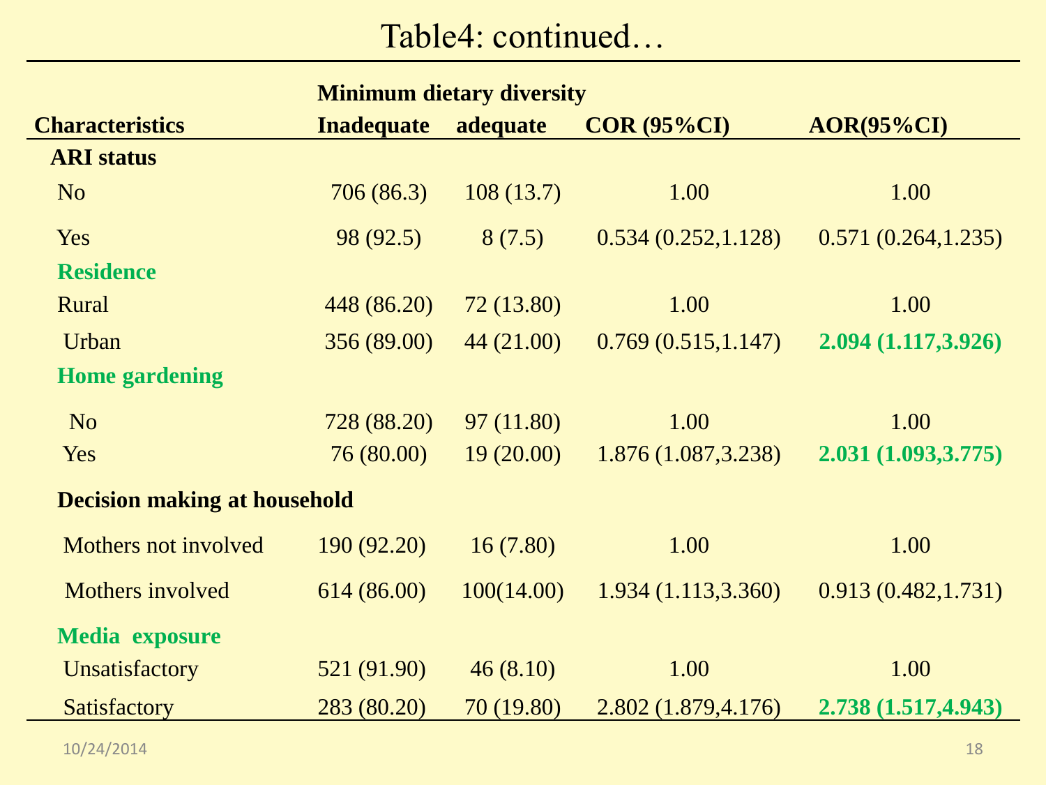# Table4: continued…

| Characteristics | Minimum dietary diversity Inadequate | adequate | COR (95%CI) | AOR(95%CI) |
|---|---|---|---|---|
| **ARI status** | | | | |
| No | 706 (86.3) | 108 (13.7) | 1.00 | 1.00 |
| Yes | 98 (92.5) | 8 (7.5) | 0.534 (0.252,1.128) | 0.571 (0.264,1.235) |
| **Residence** | | | | |
| Rural | 448 (86.20) | 72 (13.80) | 1.00 | 1.00 |
| Urban | 356 (89.00) | 44 (21.00) | 0.769 (0.515,1.147) | **2.094 (1.117,3.926)** |
| **Home gardening** | | | | |
| No | 728 (88.20) | 97 (11.80) | 1.00 | 1.00 |
| Yes | 76 (80.00) | 19 (20.00) | 1.876 (1.087,3.238) | **2.031 (1.093,3.775)** |
| **Decision making at household** | | | | |
| Mothers not involved | 190 (92.20) | 16 (7.80) | 1.00 | 1.00 |
| Mothers involved | 614 (86.00) | 100(14.00) | 1.934 (1.113,3.360) | 0.913 (0.482,1.731) |
| **Media exposure** | | | | |
| Unsatisfactory | 521 (91.90) | 46 (8.10) | 1.00 | 1.00 |
| Satisfactory | 283 (80.20) | 70 (19.80) | 2.802 (1.879,4.176) | **2.738 (1.517,4.943)** |

10/24/2014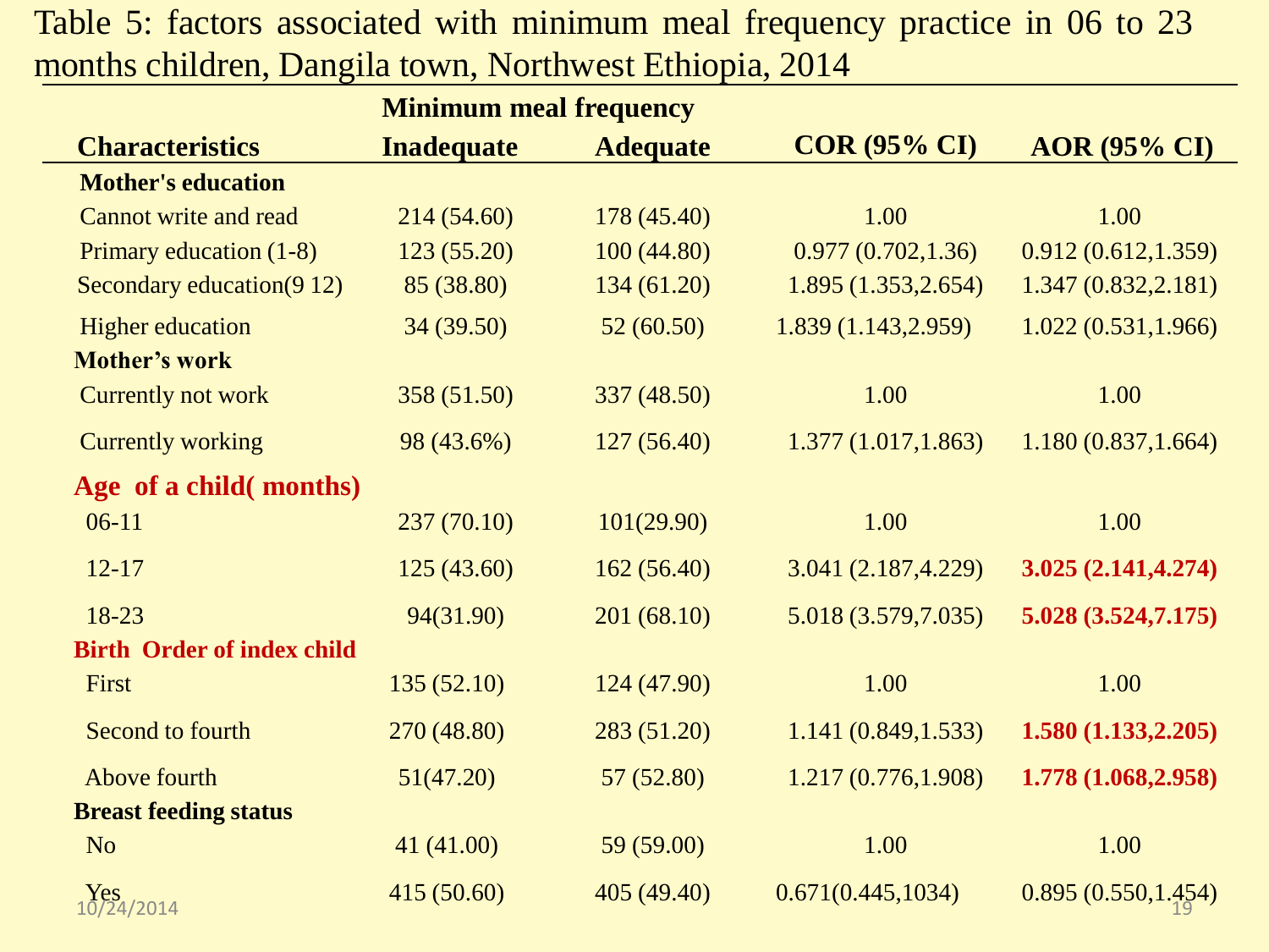Table 5: factors associated with minimum meal frequency practice in 06 to 23 months children, Dangila town, Northwest Ethiopia, 2014

| Characteristics | Minimum meal frequency | | COR (95% CI) | AOR (95% CI) |
|---|---|---|---|---|
| | Inadequate | Adequate | | |
| **Mother's education** | | | | |
| Cannot write and read | 214 (54.60) | 178 (45.40) | 1.00 | 1.00 |
| Primary education (1-8) | 123 (55.20) | 100 (44.80) | 0.977 (0.702,1.36) | 0.912 (0.612,1.359) |
| Secondary education(9 12) | 85 (38.80) | 134 (61.20) | 1.895 (1.353,2.654) | 1.347 (0.832,2.181) |
| Higher education | 34 (39.50) | 52 (60.50) | 1.839 (1.143,2.959) | 1.022 (0.531,1.966) |
| **Mother's work** | | | | |
| Currently not work | 358 (51.50) | 337 (48.50) | 1.00 | 1.00 |
| Currently working | 98 (43.6%) | 127 (56.40) | 1.377 (1.017,1.863) | 1.180 (0.837,1.664) |
| **Age of a child( months)** | | | | |
| 06-11 | 237 (70.10) | 101(29.90) | 1.00 | 1.00 |
| 12-17 | 125 (43.60) | 162 (56.40) | 3.041 (2.187,4.229) | **3.025 (2.141,4.274)** |
| 18-23 | 94(31.90) | 201 (68.10) | 5.018 (3.579,7.035) | **5.028 (3.524,7.175)** |
| **Birth Order of index child** | | | | |
| First | 135 (52.10) | 124 (47.90) | 1.00 | 1.00 |
| Second to fourth | 270 (48.80) | 283 (51.20) | 1.141 (0.849,1.533) | **1.580 (1.133,2.205)** |
| Above fourth | 51(47.20) | 57 (52.80) | 1.217 (0.776,1.908) | **1.778 (1.068,2.958)** |
| **Breast feeding status** | | | | |
| No | 41 (41.00) | 59 (59.00) | 1.00 | 1.00 |
| Yes | 415 (50.60) | 405 (49.40) | 0.671(0.445,1034) | 0.895 (0.550,1.454) |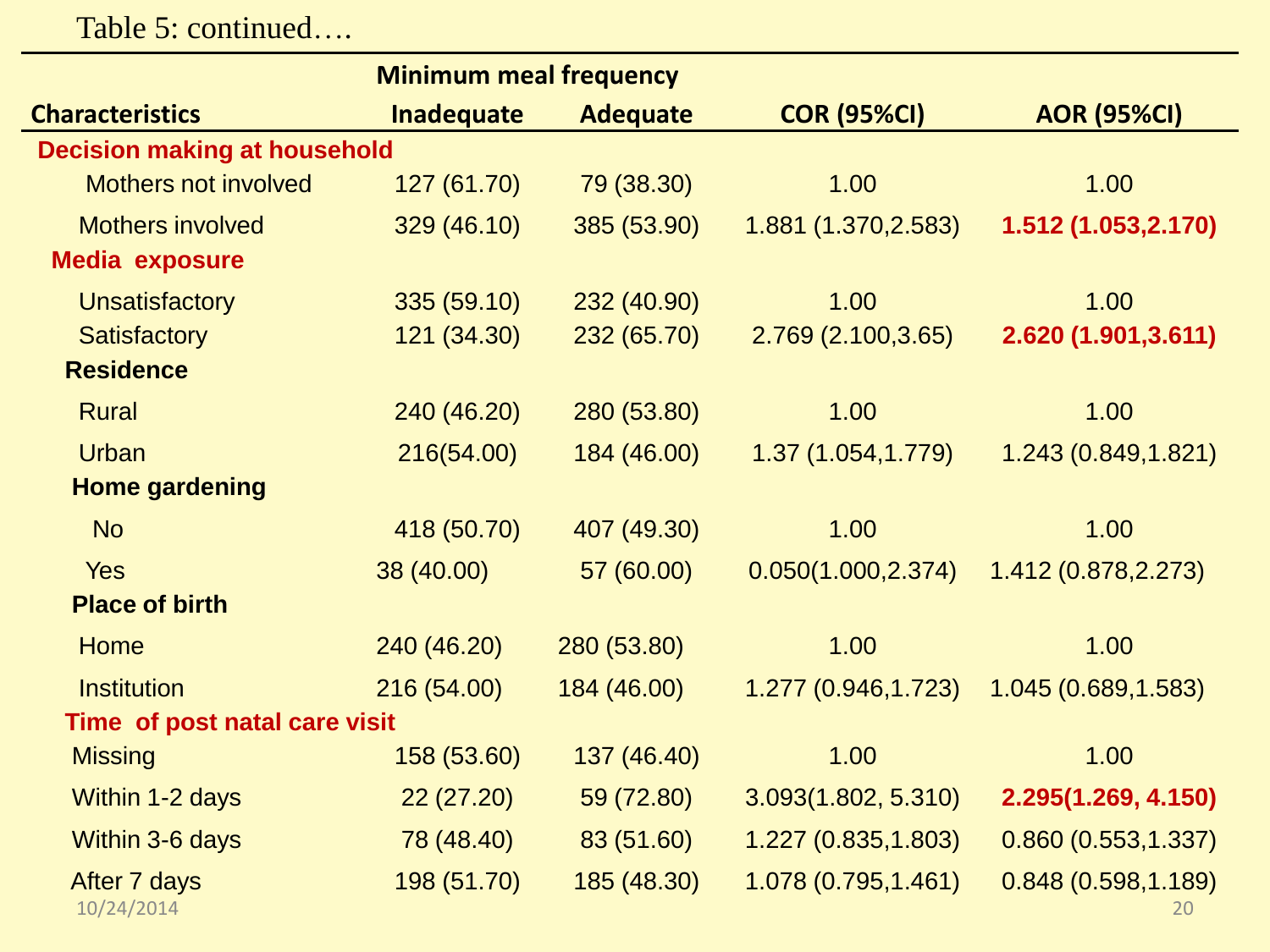Table 5: continued….

| Characteristics | Minimum meal frequency | | COR (95%CI) | AOR (95%CI) |
|---|---|---|---|---|
| | Inadequate | Adequate | | |
| **Decision making at household** | | | | |
| Mothers not involved | 127 (61.70) | 79 (38.30) | 1.00 | 1.00 |
| Mothers involved | 329 (46.10) | 385 (53.90) | 1.881 (1.370,2.583) | **1.512 (1.053,2.170)** |
| **Media exposure** | | | | |
| Unsatisfactory | 335 (59.10) | 232 (40.90) | 1.00 | 1.00 |
| Satisfactory | 121 (34.30) | 232 (65.70) | 2.769 (2.100,3.65) | **2.620 (1.901,3.611)** |
| **Residence** | | | | |
| Rural | 240 (46.20) | 280 (53.80) | 1.00 | 1.00 |
| Urban | 216(54.00) | 184 (46.00) | 1.37 (1.054,1.779) | 1.243 (0.849,1.821) |
| **Home gardening** | | | | |
| No | 418 (50.70) | 407 (49.30) | 1.00 | 1.00 |
| Yes | 38 (40.00) | 57 (60.00) | 0.050(1.000,2.374) | 1.412 (0.878,2.273) |
| **Place of birth** | | | | |
| Home | 240 (46.20) | 280 (53.80) | 1.00 | 1.00 |
| Institution | 216 (54.00) | 184 (46.00) | 1.277 (0.946,1.723) | 1.045 (0.689,1.583) |
| **Time of post natal care visit** | | | | |
| Missing | 158 (53.60) | 137 (46.40) | 1.00 | 1.00 |
| Within 1-2 days | 22 (27.20) | 59 (72.80) | 3.093(1.802, 5.310) | **2.295(1.269, 4.150)** |
| Within 3-6 days | 78 (48.40) | 83 (51.60) | 1.227 (0.835,1.803) | 0.860 (0.553,1.337) |
| After 7 days | 198 (51.70) | 185 (48.30) | 1.078 (0.795,1.461) | 0.848 (0.598,1.189) |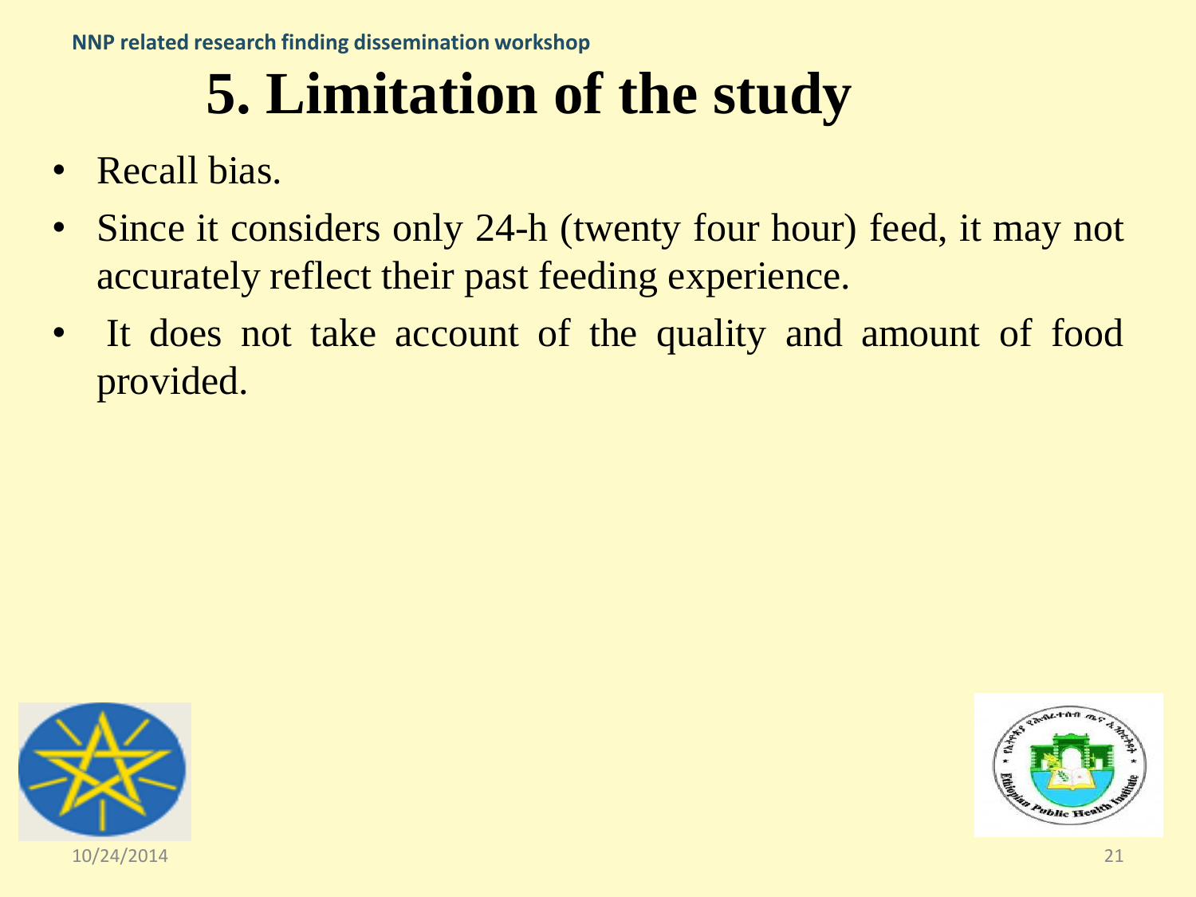# 5. Limitation of the study

- Recall bias.
- Since it considers only 24-h (twenty four hour) feed, it may not accurately reflect their past feeding experience.
- It does not take account of the quality and amount of food provided.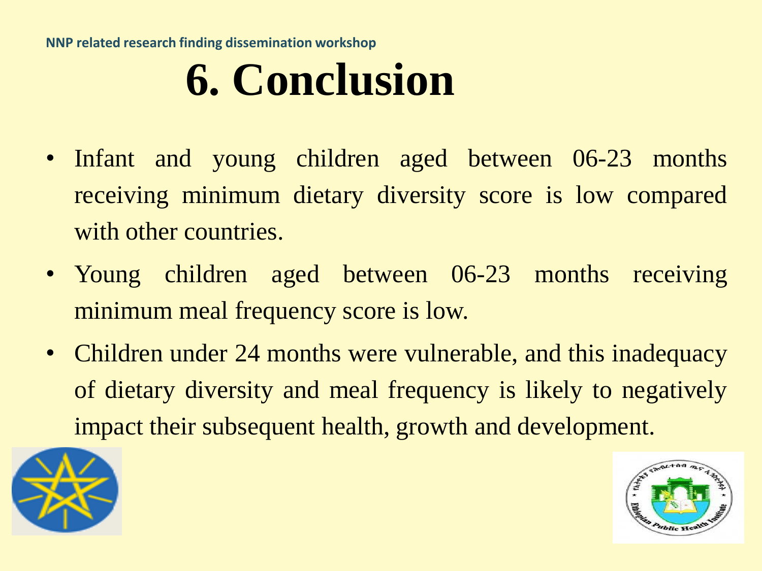# 6. Conclusion

- Infant and young children aged between 06-23 months receiving minimum dietary diversity score is low compared with other countries.
- Young children aged between 06-23 months receiving minimum meal frequency score is low.
- Children under 24 months were vulnerable, and this inadequacy of dietary diversity and meal frequency is likely to negatively impact their subsequent health, growth and development.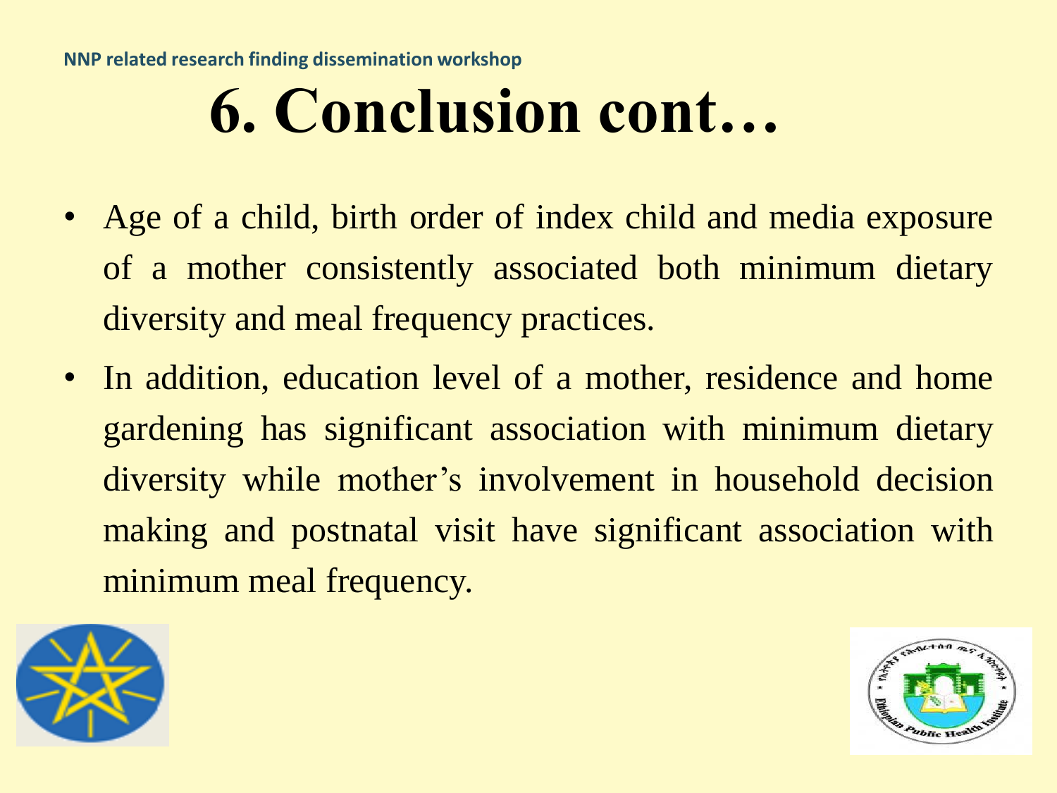# 6. Conclusion cont…

- Age of a child, birth order of index child and media exposure of a mother consistently associated both minimum dietary diversity and meal frequency practices.
- In addition, education level of a mother, residence and home gardening has significant association with minimum dietary diversity while mother's involvement in household decision making and postnatal visit have significant association with minimum meal frequency.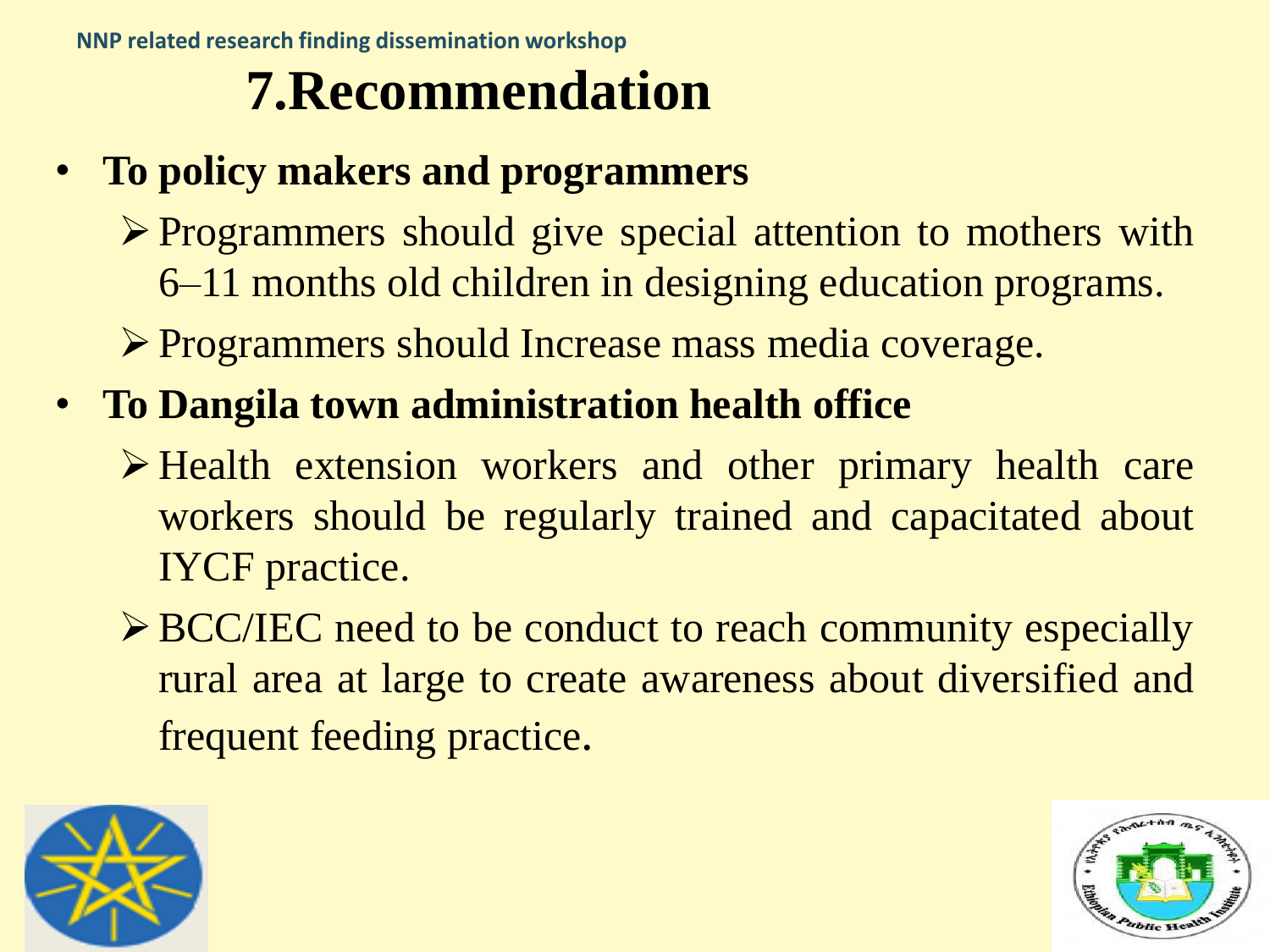# 7.Recommendation

- **To policy makers and programmers**
  - Programmers should give special attention to mothers with 6–11 months old children in designing education programs.
  - Programmers should Increase mass media coverage.
- **To Dangila town administration health office**
  - Health extension workers and other primary health care workers should be regularly trained and capacitated about IYCF practice.
  - BCC/IEC need to be conduct to reach community especially rural area at large to create awareness about diversified and frequent feeding practice.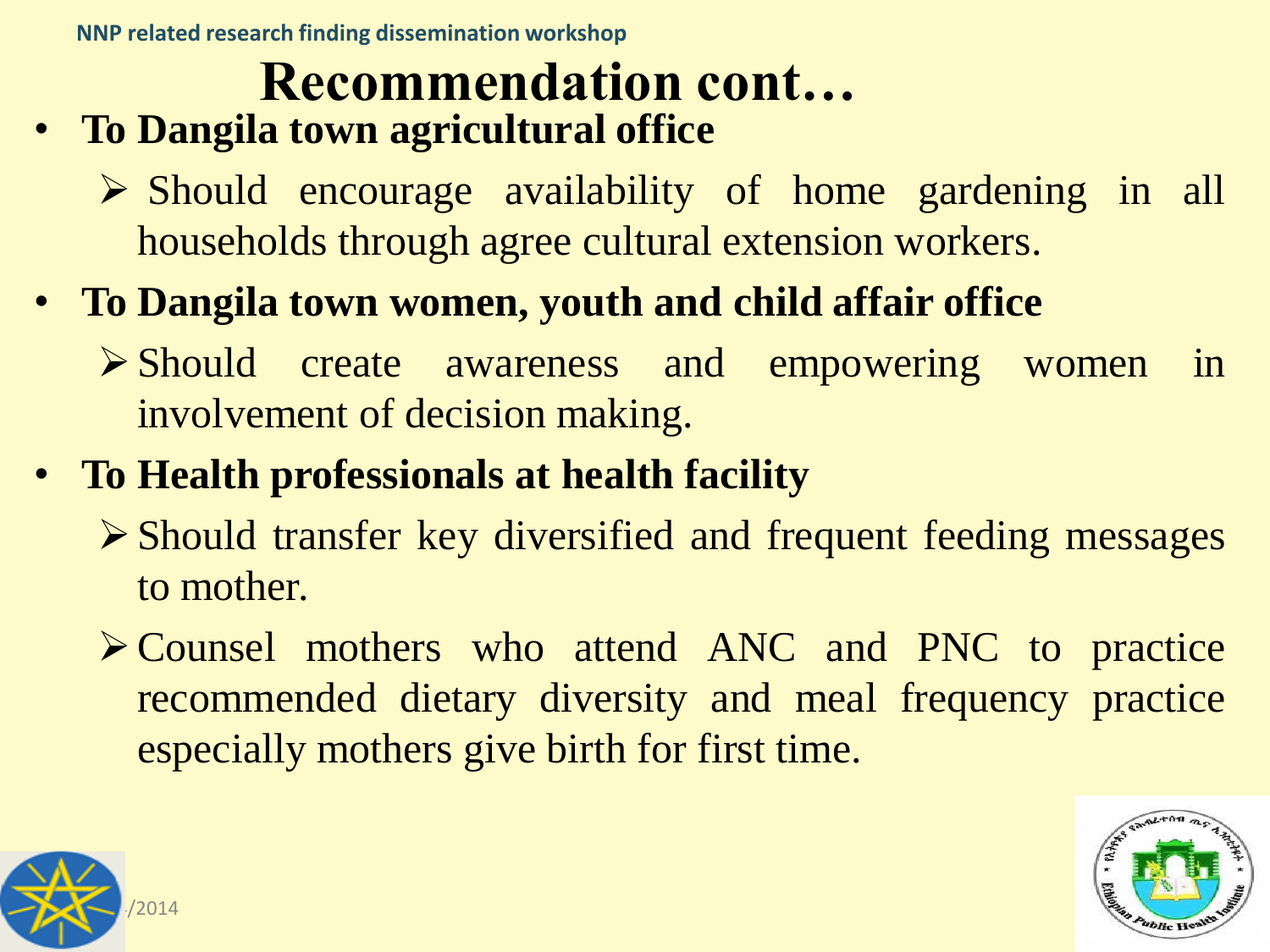# Recommendation cont…

- **To Dangila town agricultural office**
  - Should encourage availability of home gardening in all households through agree cultural extension workers.
- **To Dangila town women, youth and child affair office**
  - Should create awareness and empowering women in involvement of decision making.
- **To Health professionals at health facility**
  - Should transfer key diversified and frequent feeding messages to mother.
  - Counsel mothers who attend ANC and PNC to practice recommended dietary diversity and meal frequency practice especially mothers give birth for first time.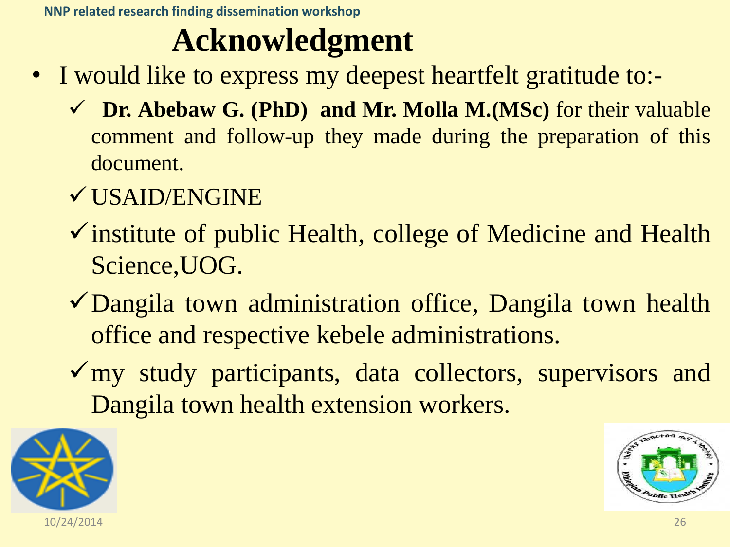# Acknowledgment

- I would like to express my deepest heartfelt gratitude to:-
  - ✓ **Dr. Abebaw G. (PhD) and Mr. Molla M.(MSc)** for their valuable comment and follow-up they made during the preparation of this document.
  - ✓ USAID/ENGINE
  - ✓ institute of public Health, college of Medicine and Health Science,UOG.
  - ✓ Dangila town administration office, Dangila town health office and respective kebele administrations.
  - ✓ my study participants, data collectors, supervisors and Dangila town health extension workers.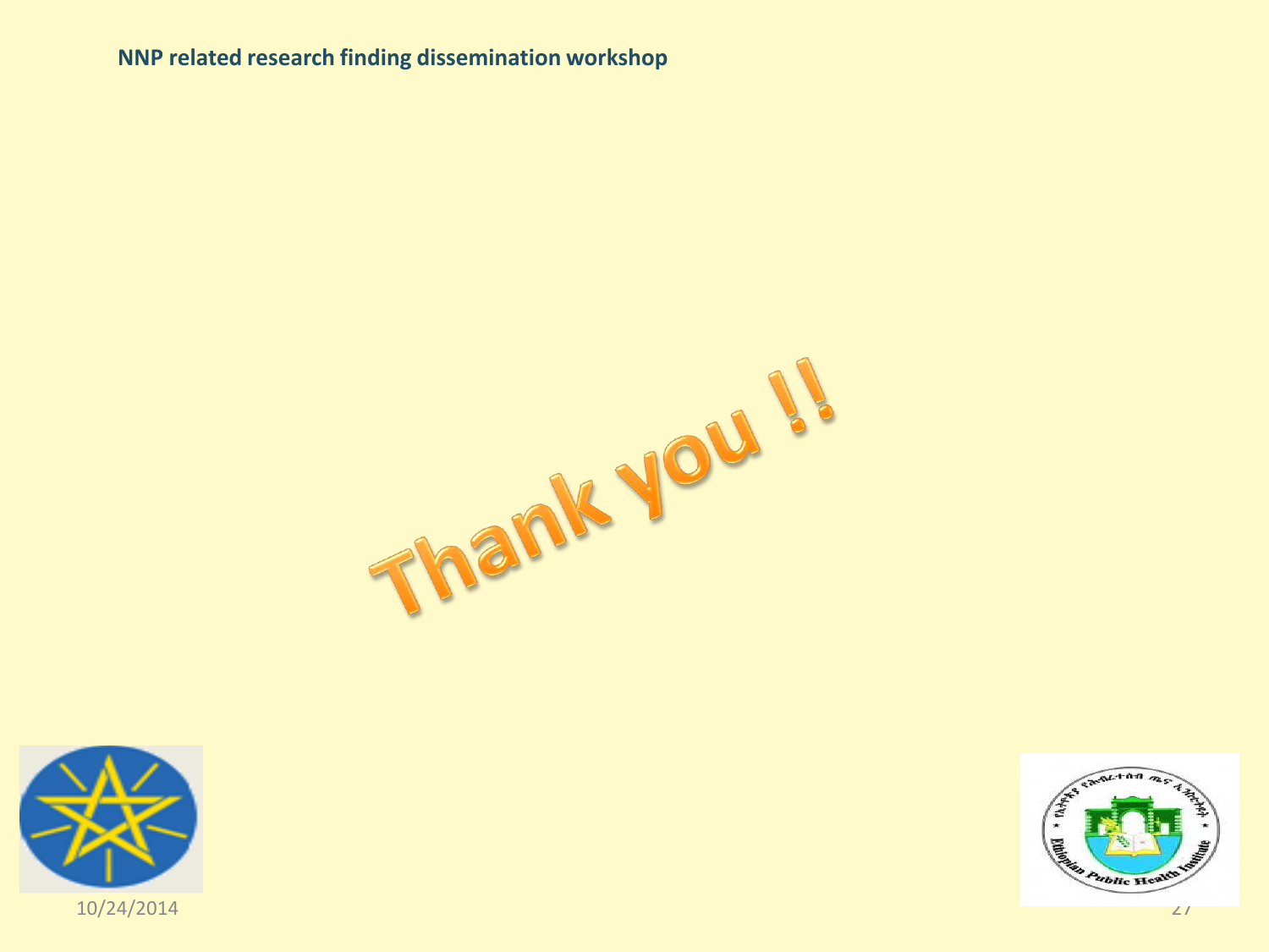Thank you !!